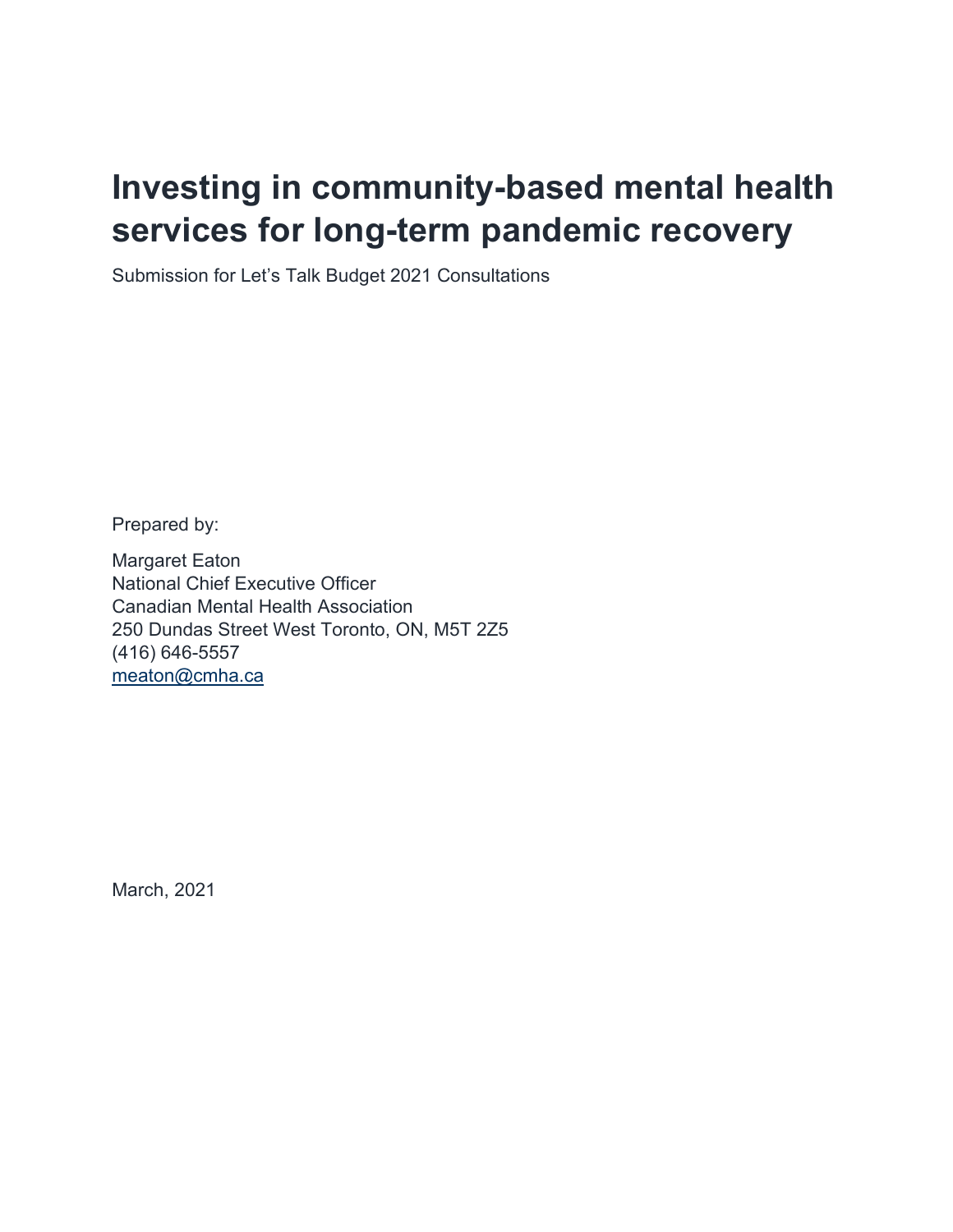# Investing in community-based mental health services for long-term pandemic recovery

Submission for Let's Talk Budget 2021 Consultations

Prepared by:

Margaret Eaton
National Chief Executive Officer
Canadian Mental Health Association
250 Dundas Street West Toronto, ON, M5T 2Z5
(416) 646-5557
meaton@cmha.ca

March, 2021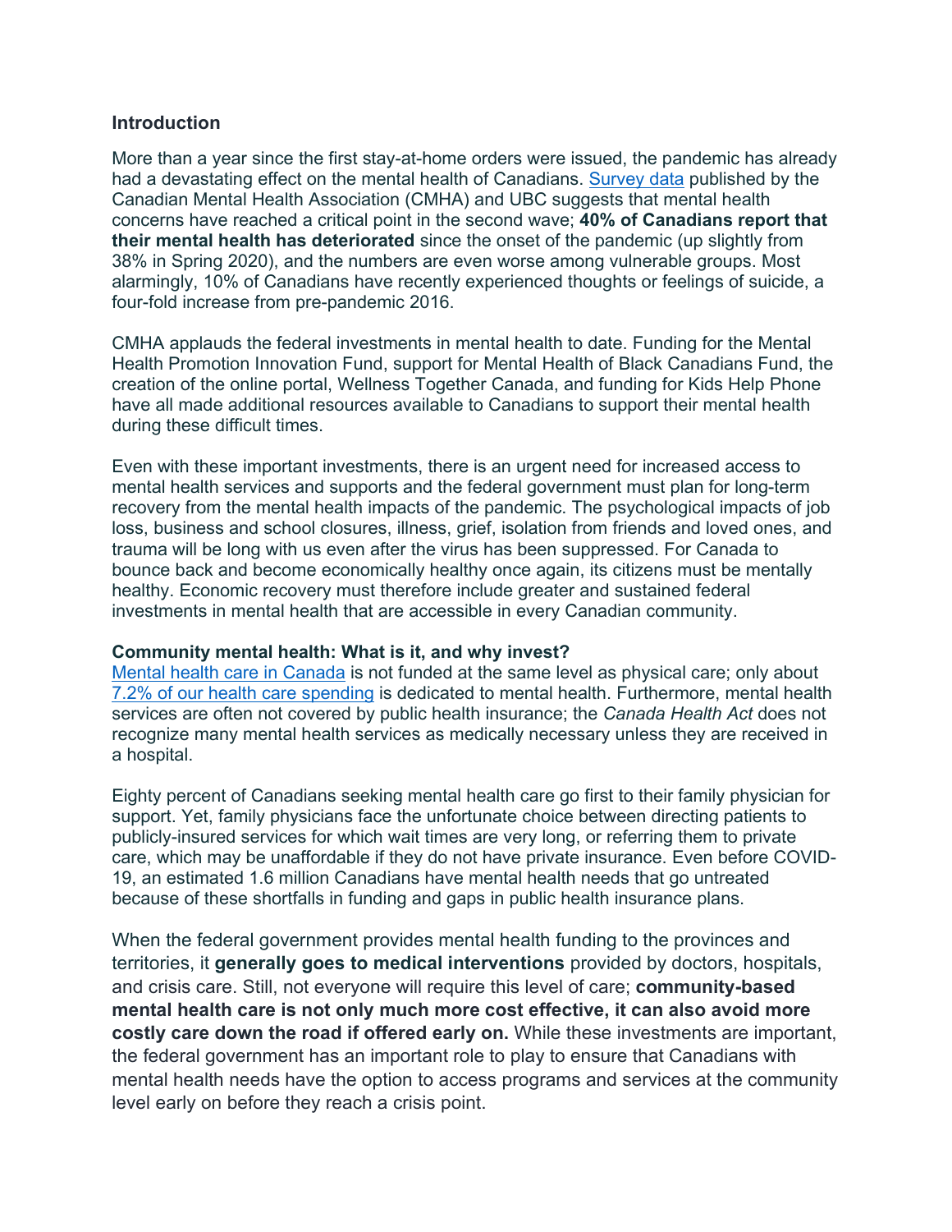## Introduction

More than a year since the first stay-at-home orders were issued, the pandemic has already had a devastating effect on the mental health of Canadians. [Survey data]() published by the Canadian Mental Health Association (CMHA) and UBC suggests that mental health concerns have reached a critical point in the second wave; **40% of Canadians report that their mental health has deteriorated** since the onset of the pandemic (up slightly from 38% in Spring 2020), and the numbers are even worse among vulnerable groups. Most alarmingly, 10% of Canadians have recently experienced thoughts or feelings of suicide, a four-fold increase from pre-pandemic 2016.

CMHA applauds the federal investments in mental health to date. Funding for the Mental Health Promotion Innovation Fund, support for Mental Health of Black Canadians Fund, the creation of the online portal, Wellness Together Canada, and funding for Kids Help Phone have all made additional resources available to Canadians to support their mental health during these difficult times.

Even with these important investments, there is an urgent need for increased access to mental health services and supports and the federal government must plan for long-term recovery from the mental health impacts of the pandemic. The psychological impacts of job loss, business and school closures, illness, grief, isolation from friends and loved ones, and trauma will be long with us even after the virus has been suppressed. For Canada to bounce back and become economically healthy once again, its citizens must be mentally healthy. Economic recovery must therefore include greater and sustained federal investments in mental health that are accessible in every Canadian community.

### Community mental health: What is it, and why invest?

[Mental health care in Canada]() is not funded at the same level as physical care; only about [7.2% of our health care spending]() is dedicated to mental health. Furthermore, mental health services are often not covered by public health insurance; the *Canada Health Act* does not recognize many mental health services as medically necessary unless they are received in a hospital.

Eighty percent of Canadians seeking mental health care go first to their family physician for support. Yet, family physicians face the unfortunate choice between directing patients to publicly-insured services for which wait times are very long, or referring them to private care, which may be unaffordable if they do not have private insurance. Even before COVID-19, an estimated 1.6 million Canadians have mental health needs that go untreated because of these shortfalls in funding and gaps in public health insurance plans.

When the federal government provides mental health funding to the provinces and territories, it **generally goes to medical interventions** provided by doctors, hospitals, and crisis care. Still, not everyone will require this level of care; **community-based mental health care is not only much more cost effective, it can also avoid more costly care down the road if offered early on.** While these investments are important, the federal government has an important role to play to ensure that Canadians with mental health needs have the option to access programs and services at the community level early on before they reach a crisis point.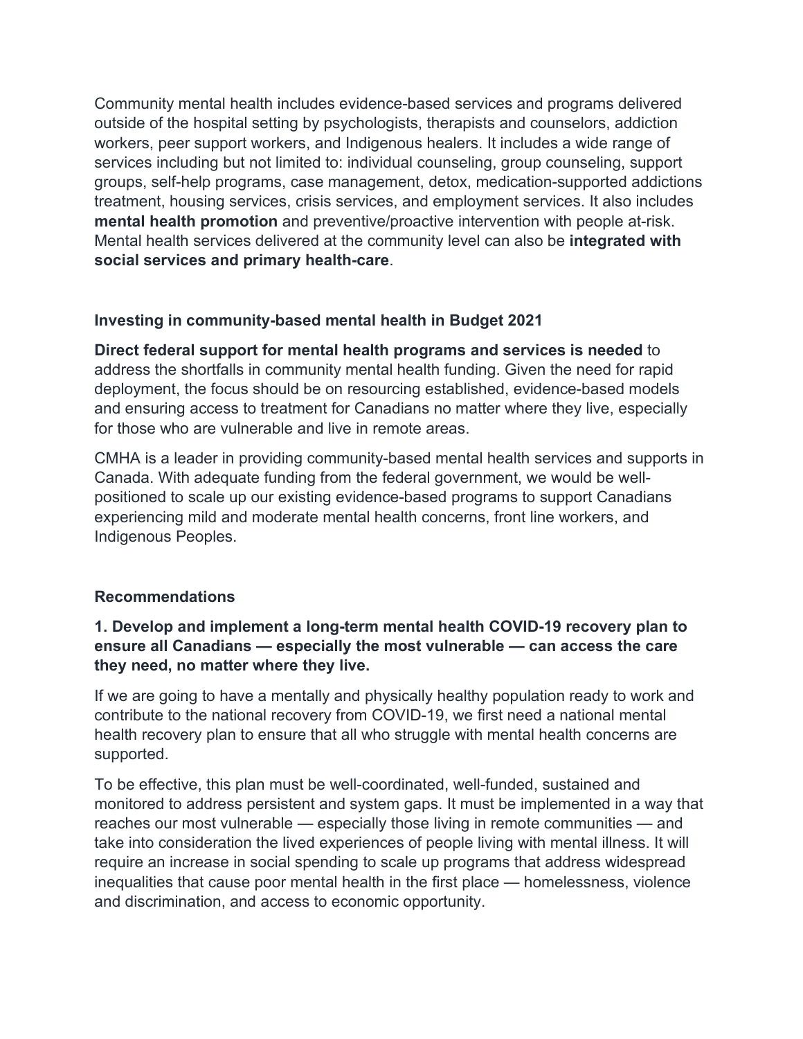Community mental health includes evidence-based services and programs delivered outside of the hospital setting by psychologists, therapists and counselors, addiction workers, peer support workers, and Indigenous healers. It includes a wide range of services including but not limited to: individual counseling, group counseling, support groups, self-help programs, case management, detox, medication-supported addictions treatment, housing services, crisis services, and employment services. It also includes **mental health promotion** and preventive/proactive intervention with people at-risk. Mental health services delivered at the community level can also be **integrated with social services and primary health-care**.

### Investing in community-based mental health in Budget 2021

**Direct federal support for mental health programs and services is needed** to address the shortfalls in community mental health funding. Given the need for rapid deployment, the focus should be on resourcing established, evidence-based models and ensuring access to treatment for Canadians no matter where they live, especially for those who are vulnerable and live in remote areas.

CMHA is a leader in providing community-based mental health services and supports in Canada. With adequate funding from the federal government, we would be well-positioned to scale up our existing evidence-based programs to support Canadians experiencing mild and moderate mental health concerns, front line workers, and Indigenous Peoples.

### Recommendations

#### 1. Develop and implement a long-term mental health COVID-19 recovery plan to ensure all Canadians — especially the most vulnerable — can access the care they need, no matter where they live.

If we are going to have a mentally and physically healthy population ready to work and contribute to the national recovery from COVID-19, we first need a national mental health recovery plan to ensure that all who struggle with mental health concerns are supported.

To be effective, this plan must be well-coordinated, well-funded, sustained and monitored to address persistent and system gaps. It must be implemented in a way that reaches our most vulnerable — especially those living in remote communities — and take into consideration the lived experiences of people living with mental illness. It will require an increase in social spending to scale up programs that address widespread inequalities that cause poor mental health in the first place — homelessness, violence and discrimination, and access to economic opportunity.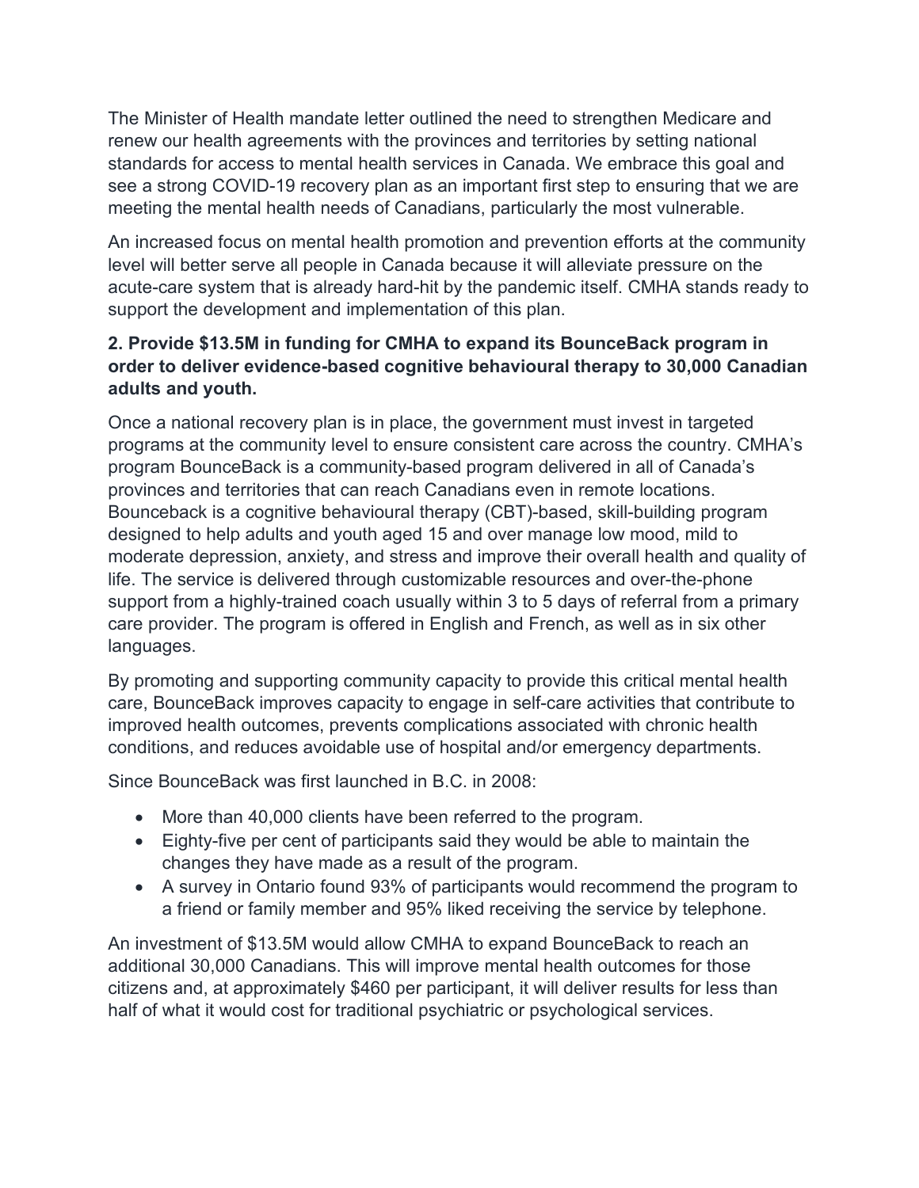The Minister of Health mandate letter outlined the need to strengthen Medicare and renew our health agreements with the provinces and territories by setting national standards for access to mental health services in Canada. We embrace this goal and see a strong COVID-19 recovery plan as an important first step to ensuring that we are meeting the mental health needs of Canadians, particularly the most vulnerable.

An increased focus on mental health promotion and prevention efforts at the community level will better serve all people in Canada because it will alleviate pressure on the acute-care system that is already hard-hit by the pandemic itself. CMHA stands ready to support the development and implementation of this plan.

**2. Provide $13.5M in funding for CMHA to expand its BounceBack program in order to deliver evidence-based cognitive behavioural therapy to 30,000 Canadian adults and youth.**

Once a national recovery plan is in place, the government must invest in targeted programs at the community level to ensure consistent care across the country. CMHA's program BounceBack is a community-based program delivered in all of Canada's provinces and territories that can reach Canadians even in remote locations. Bounceback is a cognitive behavioural therapy (CBT)-based, skill-building program designed to help adults and youth aged 15 and over manage low mood, mild to moderate depression, anxiety, and stress and improve their overall health and quality of life. The service is delivered through customizable resources and over-the-phone support from a highly-trained coach usually within 3 to 5 days of referral from a primary care provider. The program is offered in English and French, as well as in six other languages.

By promoting and supporting community capacity to provide this critical mental health care, BounceBack improves capacity to engage in self-care activities that contribute to improved health outcomes, prevents complications associated with chronic health conditions, and reduces avoidable use of hospital and/or emergency departments.

Since BounceBack was first launched in B.C. in 2008:

- More than 40,000 clients have been referred to the program.
- Eighty-five per cent of participants said they would be able to maintain the changes they have made as a result of the program.
- A survey in Ontario found 93% of participants would recommend the program to a friend or family member and 95% liked receiving the service by telephone.

An investment of $13.5M would allow CMHA to expand BounceBack to reach an additional 30,000 Canadians. This will improve mental health outcomes for those citizens and, at approximately $460 per participant, it will deliver results for less than half of what it would cost for traditional psychiatric or psychological services.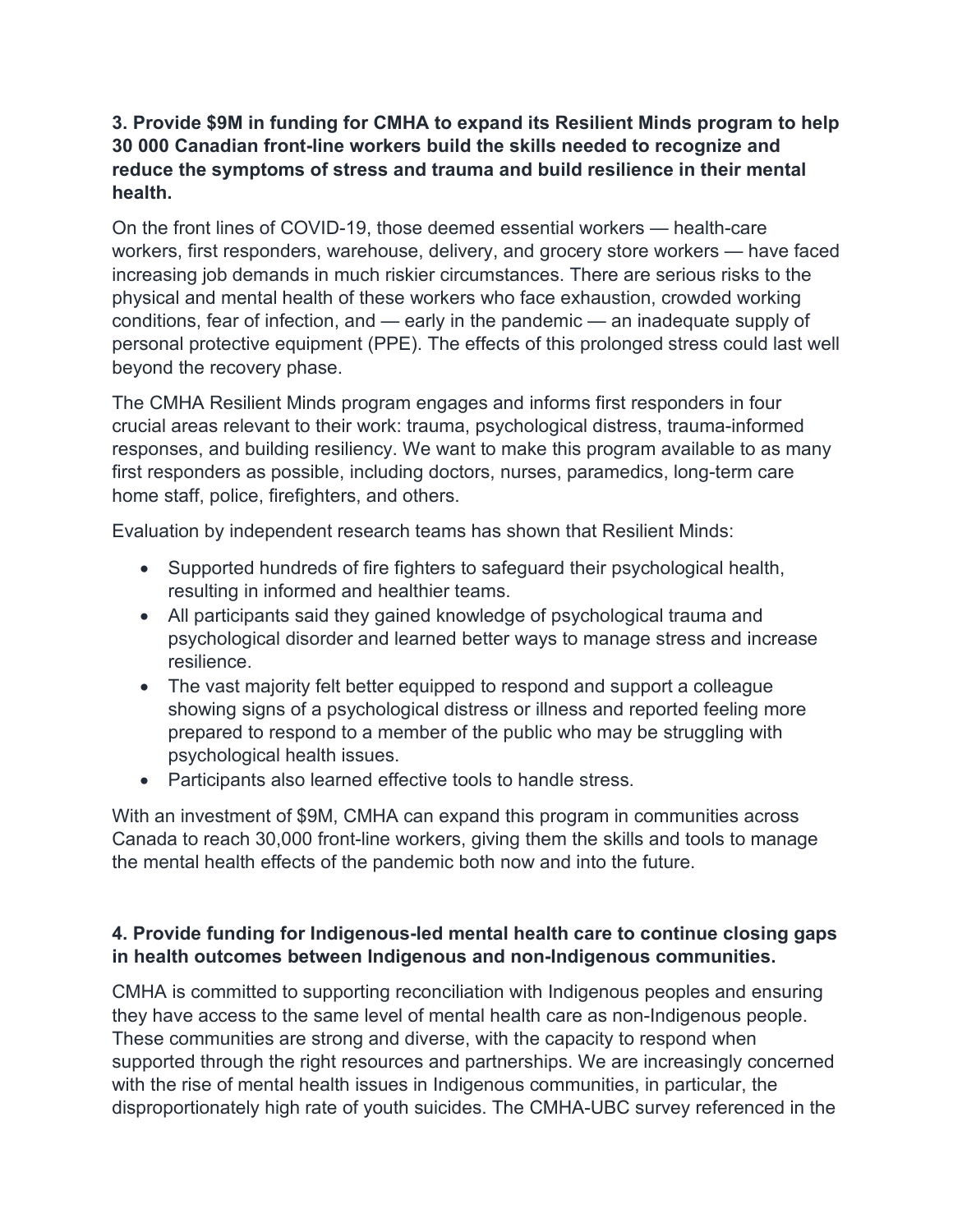**3. Provide $9M in funding for CMHA to expand its Resilient Minds program to help 30 000 Canadian front-line workers build the skills needed to recognize and reduce the symptoms of stress and trauma and build resilience in their mental health.**

On the front lines of COVID-19, those deemed essential workers — health-care workers, first responders, warehouse, delivery, and grocery store workers — have faced increasing job demands in much riskier circumstances. There are serious risks to the physical and mental health of these workers who face exhaustion, crowded working conditions, fear of infection, and — early in the pandemic — an inadequate supply of personal protective equipment (PPE). The effects of this prolonged stress could last well beyond the recovery phase.

The CMHA Resilient Minds program engages and informs first responders in four crucial areas relevant to their work: trauma, psychological distress, trauma-informed responses, and building resiliency. We want to make this program available to as many first responders as possible, including doctors, nurses, paramedics, long-term care home staff, police, firefighters, and others.

Evaluation by independent research teams has shown that Resilient Minds:

- Supported hundreds of fire fighters to safeguard their psychological health, resulting in informed and healthier teams.
- All participants said they gained knowledge of psychological trauma and psychological disorder and learned better ways to manage stress and increase resilience.
- The vast majority felt better equipped to respond and support a colleague showing signs of a psychological distress or illness and reported feeling more prepared to respond to a member of the public who may be struggling with psychological health issues.
- Participants also learned effective tools to handle stress.

With an investment of $9M, CMHA can expand this program in communities across Canada to reach 30,000 front-line workers, giving them the skills and tools to manage the mental health effects of the pandemic both now and into the future.

**4. Provide funding for Indigenous-led mental health care to continue closing gaps in health outcomes between Indigenous and non-Indigenous communities.**

CMHA is committed to supporting reconciliation with Indigenous peoples and ensuring they have access to the same level of mental health care as non-Indigenous people. These communities are strong and diverse, with the capacity to respond when supported through the right resources and partnerships. We are increasingly concerned with the rise of mental health issues in Indigenous communities, in particular, the disproportionately high rate of youth suicides. The CMHA-UBC survey referenced in the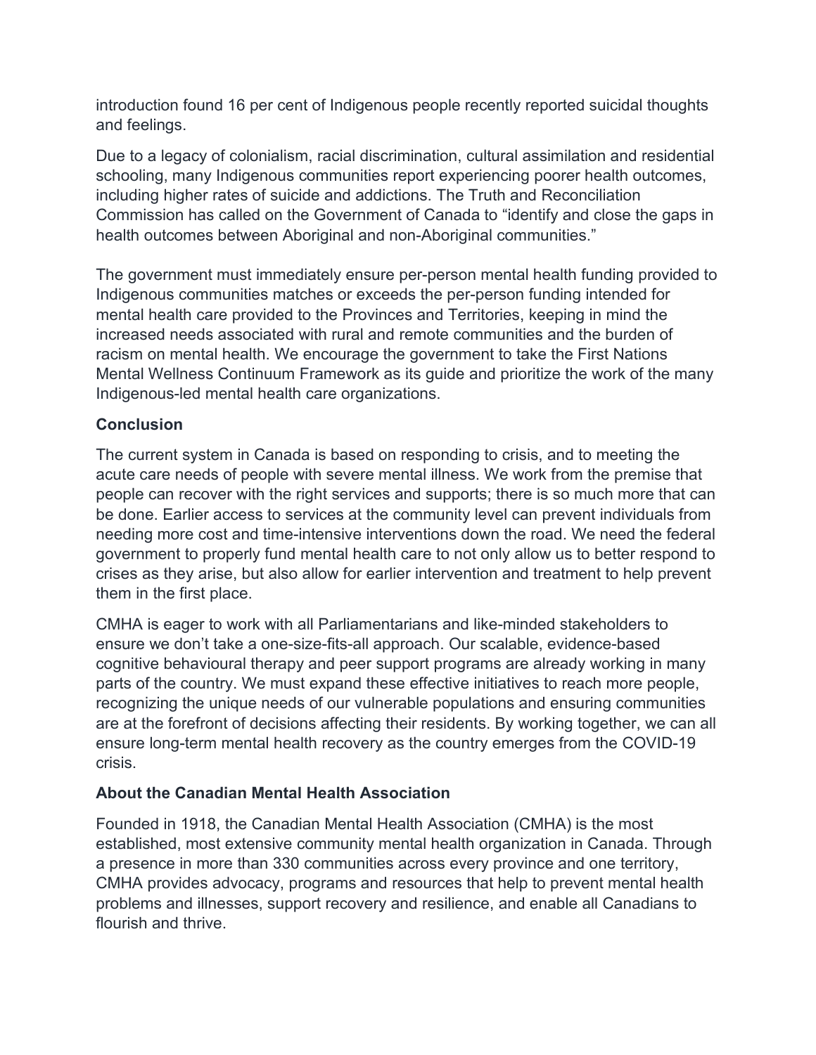introduction found 16 per cent of Indigenous people recently reported suicidal thoughts and feelings.

Due to a legacy of colonialism, racial discrimination, cultural assimilation and residential schooling, many Indigenous communities report experiencing poorer health outcomes, including higher rates of suicide and addictions. The Truth and Reconciliation Commission has called on the Government of Canada to "identify and close the gaps in health outcomes between Aboriginal and non-Aboriginal communities."

The government must immediately ensure per-person mental health funding provided to Indigenous communities matches or exceeds the per-person funding intended for mental health care provided to the Provinces and Territories, keeping in mind the increased needs associated with rural and remote communities and the burden of racism on mental health. We encourage the government to take the First Nations Mental Wellness Continuum Framework as its guide and prioritize the work of the many Indigenous-led mental health care organizations.

## Conclusion

The current system in Canada is based on responding to crisis, and to meeting the acute care needs of people with severe mental illness. We work from the premise that people can recover with the right services and supports; there is so much more that can be done. Earlier access to services at the community level can prevent individuals from needing more cost and time-intensive interventions down the road. We need the federal government to properly fund mental health care to not only allow us to better respond to crises as they arise, but also allow for earlier intervention and treatment to help prevent them in the first place.

CMHA is eager to work with all Parliamentarians and like-minded stakeholders to ensure we don't take a one-size-fits-all approach. Our scalable, evidence-based cognitive behavioural therapy and peer support programs are already working in many parts of the country. We must expand these effective initiatives to reach more people, recognizing the unique needs of our vulnerable populations and ensuring communities are at the forefront of decisions affecting their residents. By working together, we can all ensure long-term mental health recovery as the country emerges from the COVID-19 crisis.

## About the Canadian Mental Health Association

Founded in 1918, the Canadian Mental Health Association (CMHA) is the most established, most extensive community mental health organization in Canada. Through a presence in more than 330 communities across every province and one territory, CMHA provides advocacy, programs and resources that help to prevent mental health problems and illnesses, support recovery and resilience, and enable all Canadians to flourish and thrive.